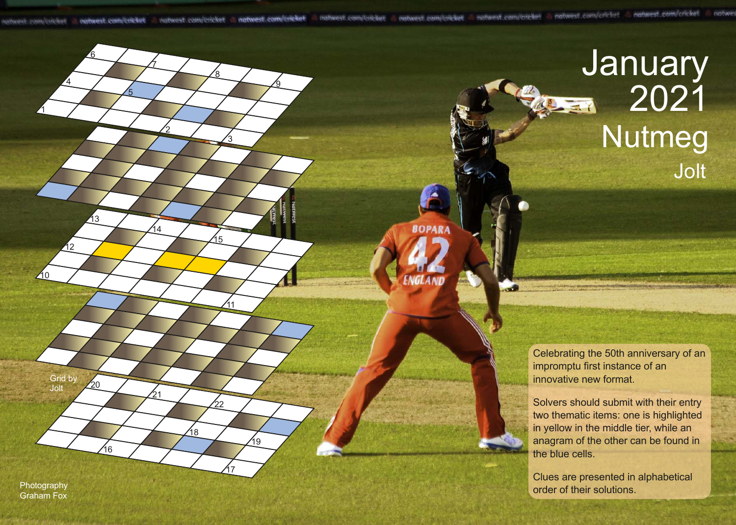# January 2021

## Nutmeg

### Jolt

Grid by Jolt

Celebrating the 50th anniversary of an impromptu first instance of an innovative new format.

Solvers should submit with their entry two thematic items: one is highlighted in yellow in the middle tier, while an anagram of the other can be found in the blue cells.

Clues are presented in alphabetical order of their solutions.

Photography Graham Fox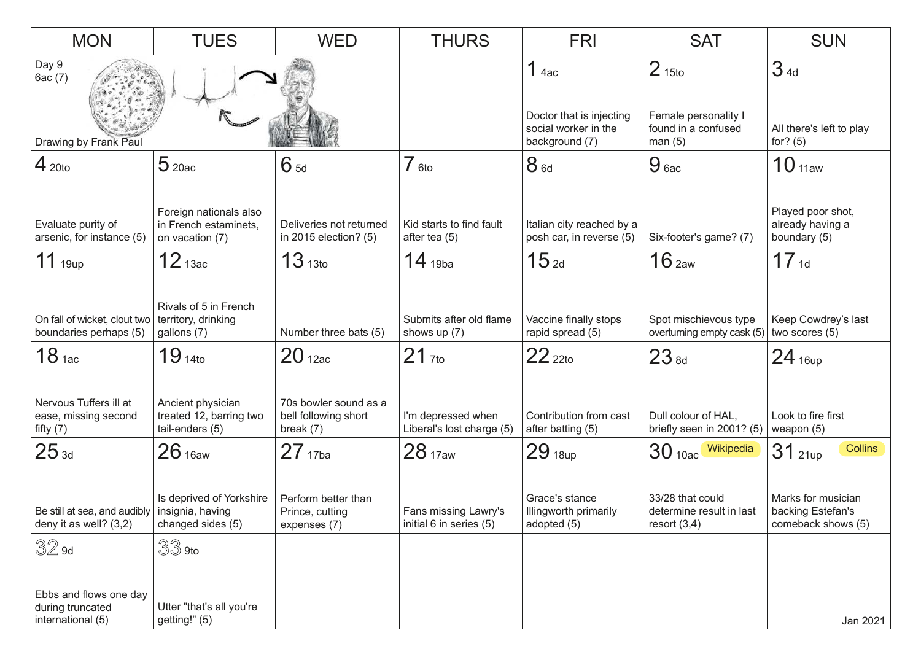| MON | TUES | WED | THURS | FRI | SAT | SUN |
|---|---|---|---|---|---|---|
| Day 9<br>6ac (7)<br><br>Drawing by Frank Paul | | | | 1 4ac<br><br>Doctor that is injecting social worker in the background (7) | 2 15to<br><br>Female personality I found in a confused man (5) | 3 4d<br><br>All there's left to play for? (5) |
| 4 20to<br><br>Evaluate purity of arsenic, for instance (5) | 5 20ac<br><br>Foreign nationals also in French estaminets, on vacation (7) | 6 5d<br><br>Deliveries not returned in 2015 election? (5) | 7 6to<br><br>Kid starts to find fault after tea (5) | 8 6d<br><br>Italian city reached by a posh car, in reverse (5) | 9 6ac<br><br>Six-footer's game? (7) | 10 11aw<br><br>Played poor shot, already having a boundary (5) |
| 11 19up<br><br>On fall of wicket, clout two boundaries perhaps (5) | 12 13ac<br><br>Rivals of 5 in French territory, drinking gallons (7) | 13 13to<br><br>Number three bats (5) | 14 19ba<br><br>Submits after old flame shows up (7) | 15 2d<br><br>Vaccine finally stops rapid spread (5) | 16 2aw<br><br>Spot mischievous type overturning empty cask (5) | 17 1d<br><br>Keep Cowdrey's last two scores (5) |
| 18 1ac<br><br>Nervous Tuffers ill at ease, missing second fifty (7) | 19 14to<br><br>Ancient physician treated 12, barring two tail-enders (5) | 20 12ac<br><br>70s bowler sound as a bell following short break (7) | 21 7to<br><br>I'm depressed when Liberal's lost charge (5) | 22 22to<br><br>Contribution from cast after batting (5) | 23 8d<br><br>Dull colour of HAL, briefly seen in 2001? (5) | 24 16up<br><br>Look to fire first weapon (5) |
| 25 3d<br><br>Be still at sea, and audibly deny it as well? (3,2) | 26 16aw<br><br>Is deprived of Yorkshire insignia, having changed sides (5) | 27 17ba<br><br>Perform better than Prince, cutting expenses (7) | 28 17aw<br><br>Fans missing Lawry's initial 6 in series (5) | 29 18up<br><br>Grace's stance Illingworth primarily adopted (5) | 30 10ac Wikipedia<br><br>33/28 that could determine result in last resort (3,4) | 31 21up Collins<br><br>Marks for musician backing Estefan's comeback shows (5) |
| 32 9d<br><br>Ebbs and flows one day during truncated international (5) | 33 9to<br><br>Utter "that's all you're getting!" (5) | | | | | Jan 2021 |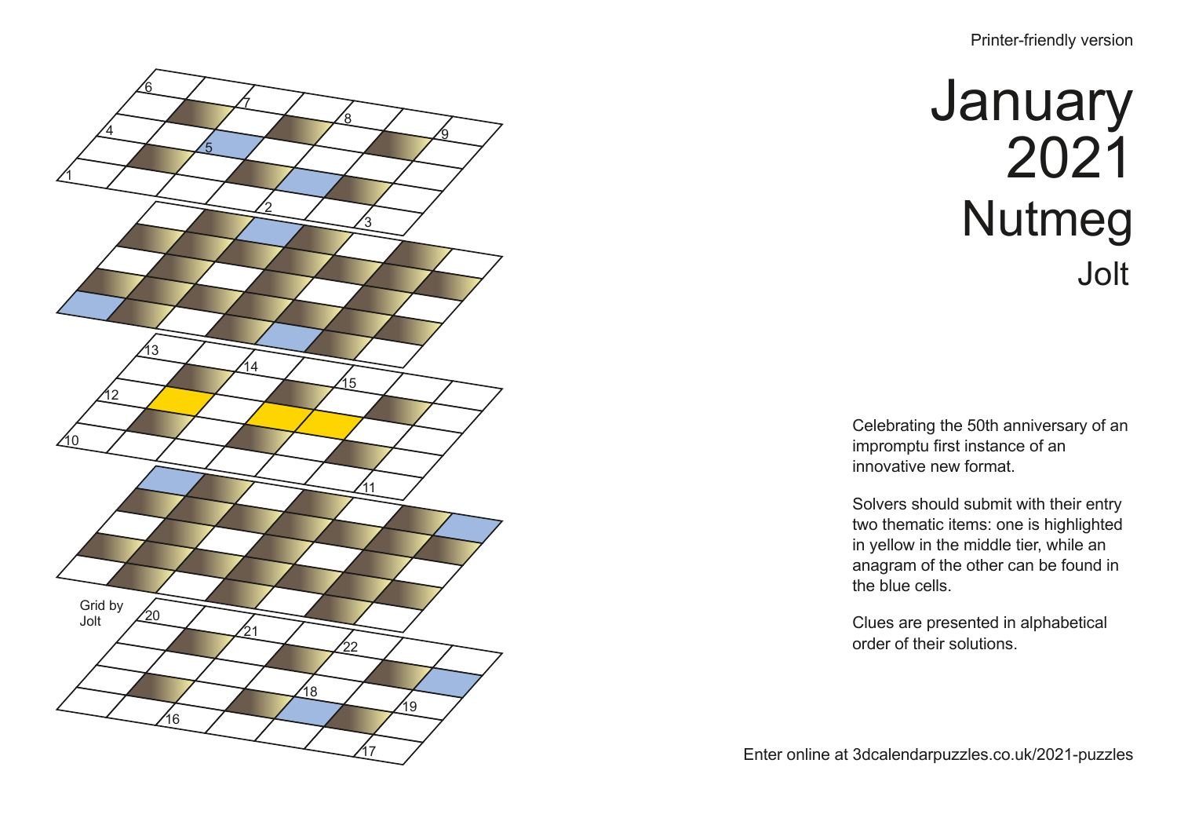Printer-friendly version

# January 2021

## Nutmeg

### Jolt

Celebrating the 50th anniversary of an impromptu first instance of an innovative new format.

Solvers should submit with their entry two thematic items: one is highlighted in yellow in the middle tier, while an anagram of the other can be found in the blue cells.

Clues are presented in alphabetical order of their solutions.

Grid by Jolt

6
7
8
9
4
5
1
2
3
13
14
15
12
10
11
20
21
22
18
19
16
17

Enter online at 3dcalendarpuzzles.co.uk/2021-puzzles